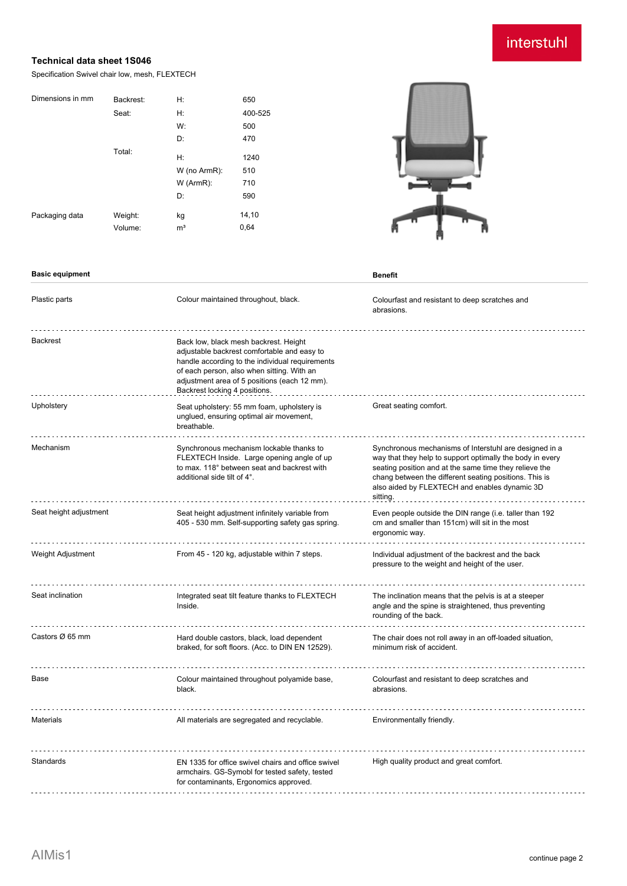interstuhl

# Technical data sheet 1S046

Specification Swivel chair low, mesh, FLEXTECH

| Dimensions in mm | Backrest: | H: | 650 |
|---|---|---|---|
| | Seat: | H: | 400-525 |
| | | W: | 500 |
| | | D: | 470 |
| | Total: | H: | 1240 |
| | | W (no ArmR): | 510 |
| | | W (ArmR): | 710 |
| | | D: | 590 |
| Packaging data | Weight: | kg | 14,10 |
| | Volume: | m³ | 0,64 |

| Basic equipment | | Benefit |
|---|---|---|
| Plastic parts | Colour maintained throughout, black. | Colourfast and resistant to deep scratches and abrasions. |
| Backrest | Back low, black mesh backrest. Height adjustable backrest comfortable and easy to handle according to the individual requirements of each person, also when sitting. With an adjustment area of 5 positions (each 12 mm). Backrest locking 4 positions. | |
| Upholstery | Seat upholstery: 55 mm foam, upholstery is unglued, ensuring optimal air movement, breathable. | Great seating comfort. |
| Mechanism | Synchronous mechanism lockable thanks to FLEXTECH Inside. Large opening angle of up to max. 118° between seat and backrest with additional side tilt of 4°. | Synchronous mechanisms of Interstuhl are designed in a way that they help to support optimally the body in every seating position and at the same time they relieve the chang between the different seating positions. This is also aided by FLEXTECH and enables dynamic 3D sitting. |
| Seat height adjustment | Seat height adjustment infinitely variable from 405 - 530 mm. Self-supporting safety gas spring. | Even people outside the DIN range (i.e. taller than 192 cm and smaller than 151cm) will sit in the most ergonomic way. |
| Weight Adjustment | From 45 - 120 kg, adjustable within 7 steps. | Individual adjustment of the backrest and the back pressure to the weight and height of the user. |
| Seat inclination | Integrated seat tilt feature thanks to FLEXTECH Inside. | The inclination means that the pelvis is at a steeper angle and the spine is straightened, thus preventing rounding of the back. |
| Castors Ø 65 mm | Hard double castors, black, load dependent braked, for soft floors. (Acc. to DIN EN 12529). | The chair does not roll away in an off-loaded situation, minimum risk of accident. |
| Base | Colour maintained throughout polyamide base, black. | Colourfast and resistant to deep scratches and abrasions. |
| Materials | All materials are segregated and recyclable. | Environmentally friendly. |
| Standards | EN 1335 for office swivel chairs and office swivel armchairs. GS-Symobl for tested safety, tested for contaminants, Ergonomics approved. | High quality product and great comfort. |

AIMis1

continue page 2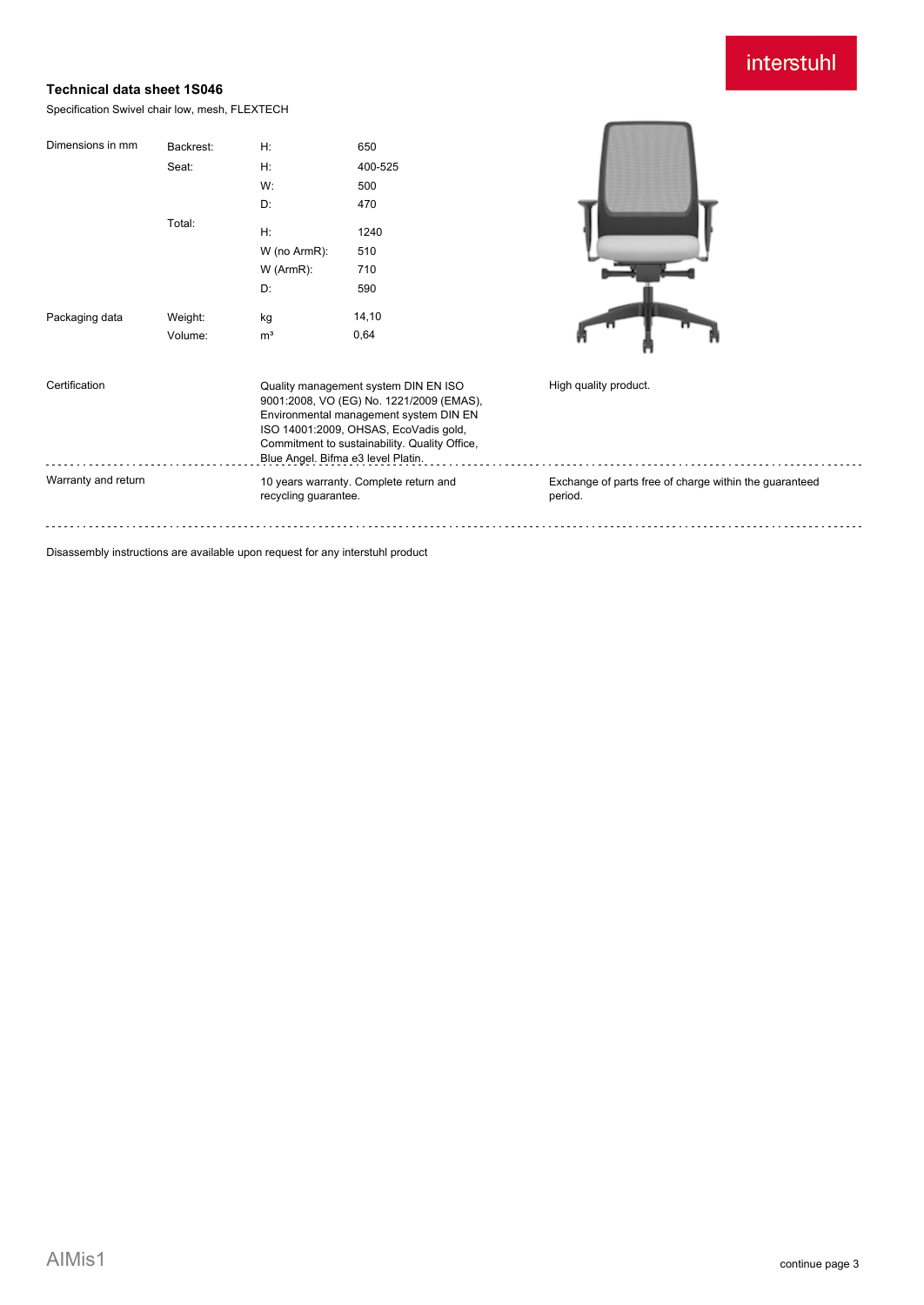**Technical data sheet 1S046**

Specification Swivel chair low, mesh, FLEXTECH

| | | | |
|---|---|---|---|
| Dimensions in mm | Backrest: | H: | 650 |
| | Seat: | H: | 400-525 |
| | | W: | 500 |
| | | D: | 470 |
| | Total: | H: | 1240 |
| | | W (no ArmR): | 510 |
| | | W (ArmR): | 710 |
| | | D: | 590 |
| Packaging data | Weight: | kg | 14,10 |
| | Volume: | m³ | 0,64 |

| | | |
|---|---|---|
| Certification | Quality management system DIN EN ISO 9001:2008, VO (EG) No. 1221/2009 (EMAS), Environmental management system DIN EN ISO 14001:2009, OHSAS, EcoVadis gold, Commitment to sustainability. Quality Office, Blue Angel. Bifma e3 level Platin. | High quality product. |
| Warranty and return | 10 years warranty. Complete return and recycling guarantee. | Exchange of parts free of charge within the guaranteed period. |

Disassembly instructions are available upon request for any interstuhl product

AIMis1

continue page 3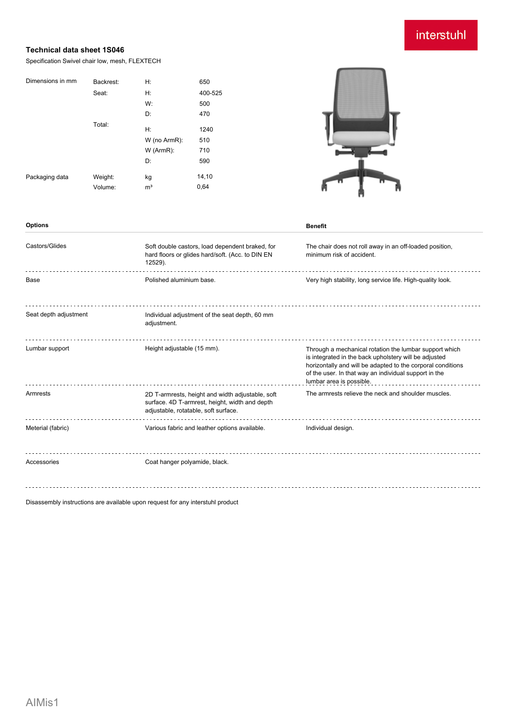interstuhl

## Technical data sheet 1S046

Specification Swivel chair low, mesh, FLEXTECH

| | | | |
|---|---|---|---|
| Dimensions in mm | Backrest: | H: | 650 |
| | Seat: | H: | 400-525 |
| | | W: | 500 |
| | | D: | 470 |
| | Total: | H: | 1240 |
| | | W (no ArmR): | 510 |
| | | W (ArmR): | 710 |
| | | D: | 590 |
| Packaging data | Weight: | kg | 14,10 |
| | Volume: | m³ | 0,64 |

| Options | | Benefit |
|---|---|---|
| Castors/Glides | Soft double castors, load dependent braked, for hard floors or glides hard/soft. (Acc. to DIN EN 12529). | The chair does not roll away in an off-loaded position, minimum risk of accident. |
| Base | Polished aluminium base. | Very high stability, long service life. High-quality look. |
| Seat depth adjustment | Individual adjustment of the seat depth, 60 mm adjustment. | |
| Lumbar support | Height adjustable (15 mm). | Through a mechanical rotation the lumbar support which is integrated in the back upholstery will be adjusted horizontally and will be adapted to the corporal conditions of the user. In that way an individual support in the lumbar area is possible. |
| Armrests | 2D T-armrests, height and width adjustable, soft surface. 4D T-armrest, height, width and depth adjustable, rotatable, soft surface. | The armrests relieve the neck and shoulder muscles. |
| Meterial (fabric) | Various fabric and leather options available. | Individual design. |
| Accessories | Coat hanger polyamide, black. | |

Disassembly instructions are available upon request for any interstuhl product

AIMis1